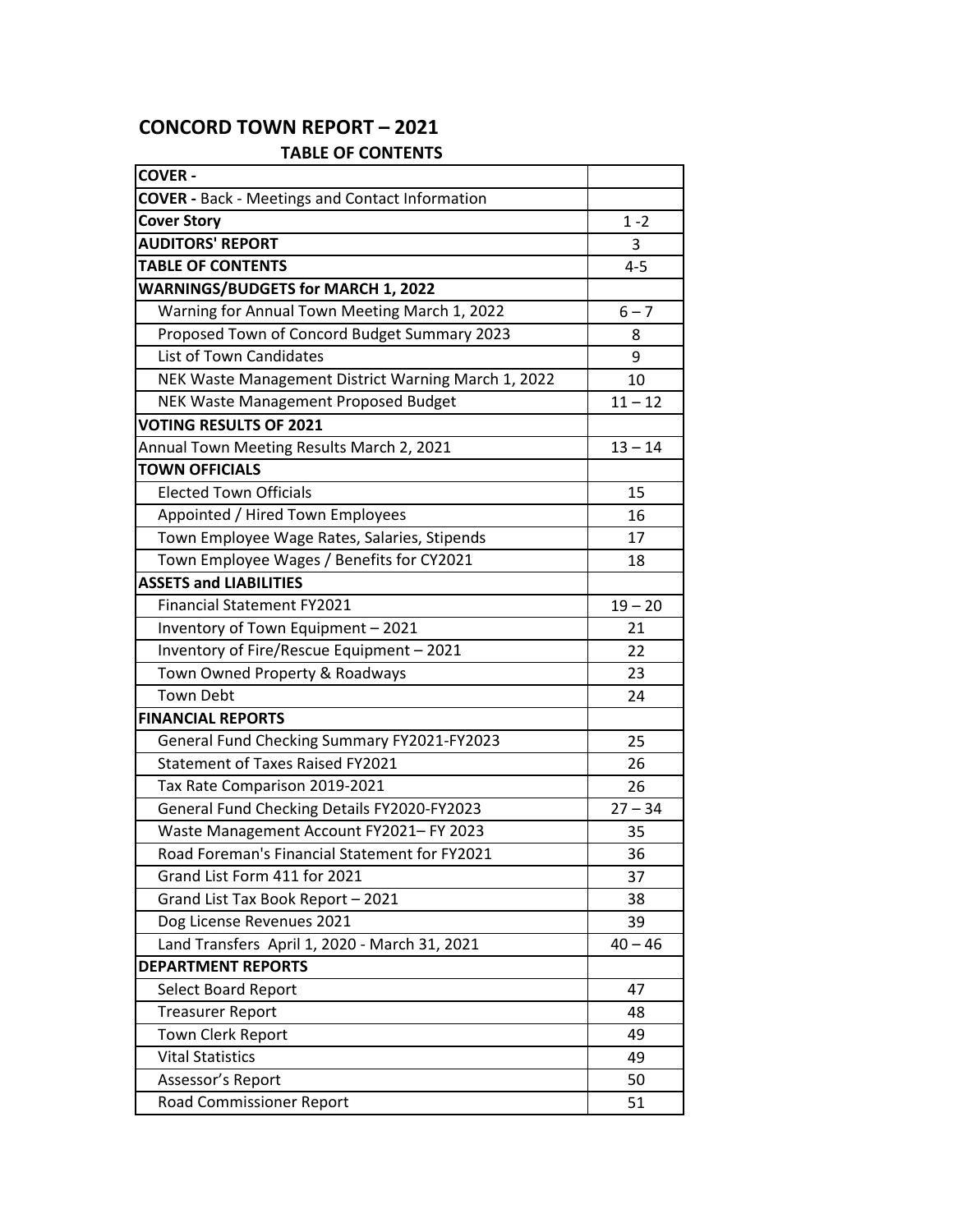# CONCORD TOWN REPORT – 2021

## TABLE OF CONTENTS

| | |
|---|---|
| **COVER -** | |
| **COVER -** Back - Meetings and Contact Information | |
| **Cover Story** | 1 -2 |
| **AUDITORS' REPORT** | 3 |
| **TABLE OF CONTENTS** | 4-5 |
| **WARNINGS/BUDGETS for MARCH 1, 2022** | |
| Warning for Annual Town Meeting March 1, 2022 | 6 – 7 |
| Proposed Town of Concord Budget Summary 2023 | 8 |
| List of Town Candidates | 9 |
| NEK Waste Management District Warning March 1, 2022 | 10 |
| NEK Waste Management Proposed Budget | 11 – 12 |
| **VOTING RESULTS OF 2021** | |
| Annual Town Meeting Results March 2, 2021 | 13 – 14 |
| **TOWN OFFICIALS** | |
| Elected Town Officials | 15 |
| Appointed / Hired Town Employees | 16 |
| Town Employee Wage Rates, Salaries, Stipends | 17 |
| Town Employee Wages / Benefits for CY2021 | 18 |
| **ASSETS and LIABILITIES** | |
| Financial Statement FY2021 | 19 – 20 |
| Inventory of Town Equipment – 2021 | 21 |
| Inventory of Fire/Rescue Equipment – 2021 | 22 |
| Town Owned Property & Roadways | 23 |
| Town Debt | 24 |
| **FINANCIAL REPORTS** | |
| General Fund Checking Summary FY2021-FY2023 | 25 |
| Statement of Taxes Raised FY2021 | 26 |
| Tax Rate Comparison 2019-2021 | 26 |
| General Fund Checking Details FY2020-FY2023 | 27 – 34 |
| Waste Management Account FY2021– FY 2023 | 35 |
| Road Foreman's Financial Statement for FY2021 | 36 |
| Grand List Form 411 for 2021 | 37 |
| Grand List Tax Book Report – 2021 | 38 |
| Dog License Revenues 2021 | 39 |
| Land Transfers April 1, 2020 - March 31, 2021 | 40 – 46 |
| **DEPARTMENT REPORTS** | |
| Select Board Report | 47 |
| Treasurer Report | 48 |
| Town Clerk Report | 49 |
| Vital Statistics | 49 |
| Assessor's Report | 50 |
| Road Commissioner Report | 51 |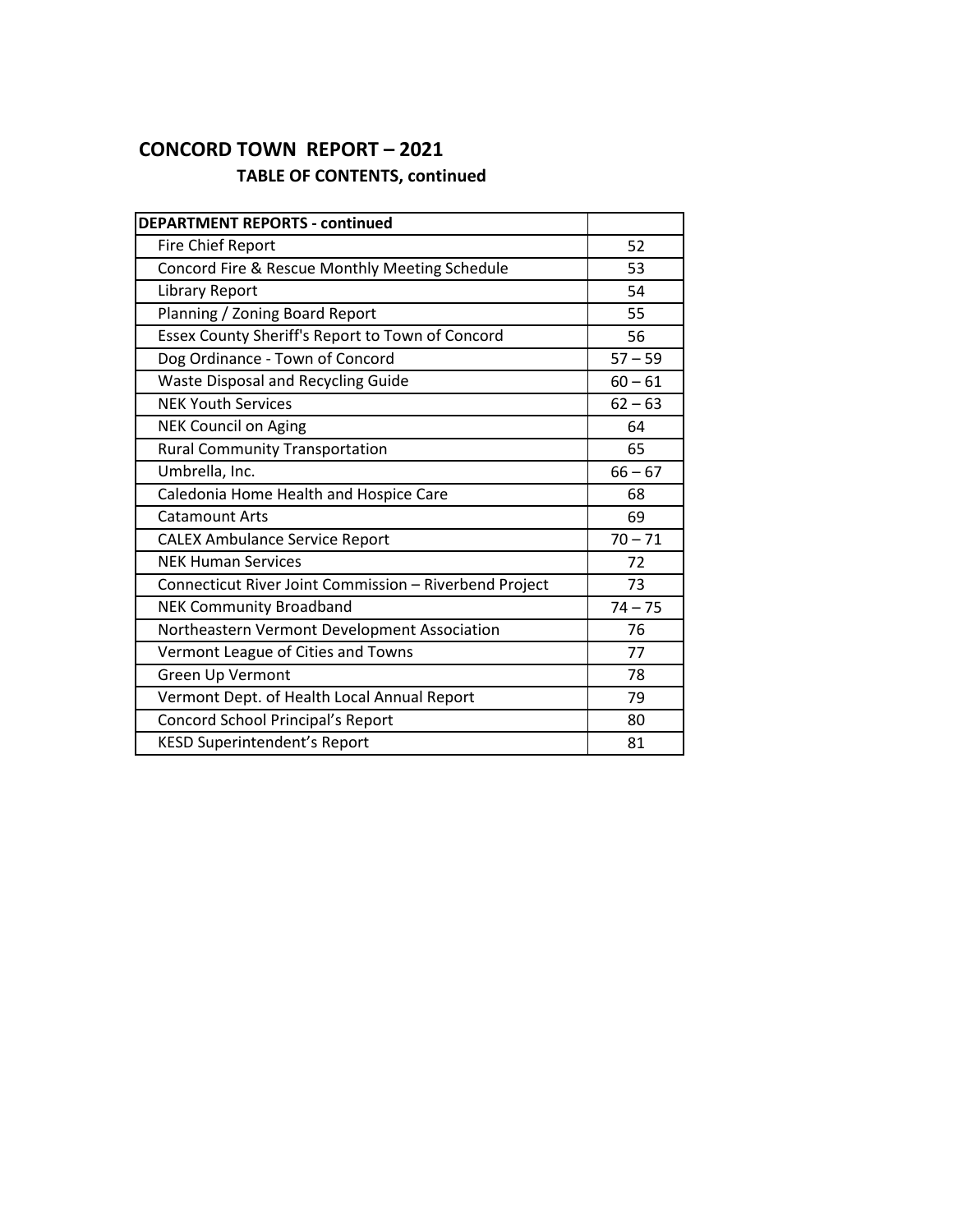# CONCORD TOWN REPORT – 2021

## TABLE OF CONTENTS, continued

| **DEPARTMENT REPORTS - continued** | |
|---|---|
| Fire Chief Report | 52 |
| Concord Fire & Rescue Monthly Meeting Schedule | 53 |
| Library Report | 54 |
| Planning / Zoning Board Report | 55 |
| Essex County Sheriff's Report to Town of Concord | 56 |
| Dog Ordinance - Town of Concord | 57 – 59 |
| Waste Disposal and Recycling Guide | 60 – 61 |
| NEK Youth Services | 62 – 63 |
| NEK Council on Aging | 64 |
| Rural Community Transportation | 65 |
| Umbrella, Inc. | 66 – 67 |
| Caledonia Home Health and Hospice Care | 68 |
| Catamount Arts | 69 |
| CALEX Ambulance Service Report | 70 – 71 |
| NEK Human Services | 72 |
| Connecticut River Joint Commission – Riverbend Project | 73 |
| NEK Community Broadband | 74 – 75 |
| Northeastern Vermont Development Association | 76 |
| Vermont League of Cities and Towns | 77 |
| Green Up Vermont | 78 |
| Vermont Dept. of Health Local Annual Report | 79 |
| Concord School Principal's Report | 80 |
| KESD Superintendent's Report | 81 |